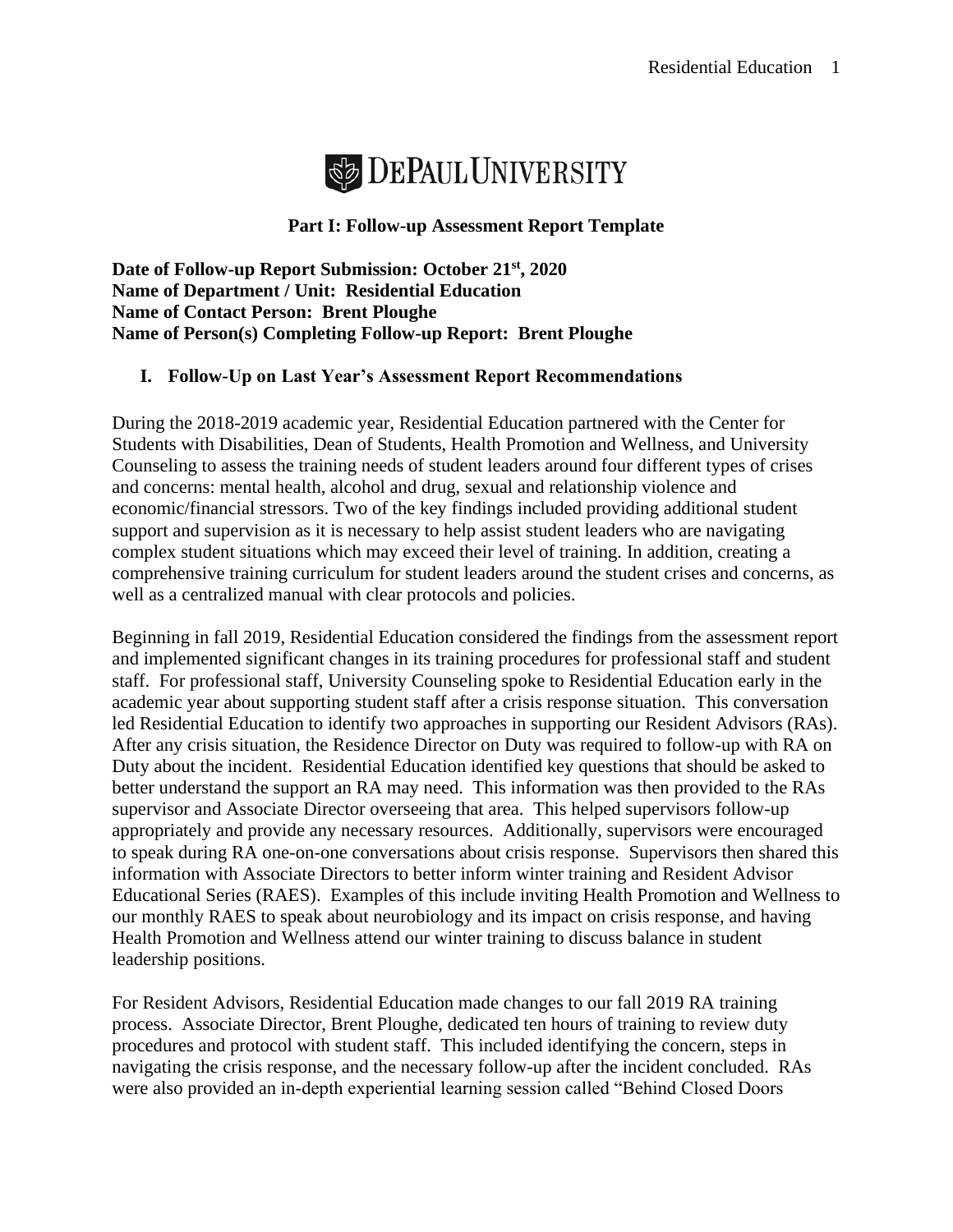DePaul University

**Part I: Follow-up Assessment Report Template**

**Date of Follow-up Report Submission: October 21st, 2020**
**Name of Department / Unit: Residential Education**
**Name of Contact Person: Brent Ploughe**
**Name of Person(s) Completing Follow-up Report: Brent Ploughe**

## I. Follow-Up on Last Year's Assessment Report Recommendations

During the 2018-2019 academic year, Residential Education partnered with the Center for Students with Disabilities, Dean of Students, Health Promotion and Wellness, and University Counseling to assess the training needs of student leaders around four different types of crises and concerns: mental health, alcohol and drug, sexual and relationship violence and economic/financial stressors. Two of the key findings included providing additional student support and supervision as it is necessary to help assist student leaders who are navigating complex student situations which may exceed their level of training. In addition, creating a comprehensive training curriculum for student leaders around the student crises and concerns, as well as a centralized manual with clear protocols and policies.

Beginning in fall 2019, Residential Education considered the findings from the assessment report and implemented significant changes in its training procedures for professional staff and student staff. For professional staff, University Counseling spoke to Residential Education early in the academic year about supporting student staff after a crisis response situation. This conversation led Residential Education to identify two approaches in supporting our Resident Advisors (RAs). After any crisis situation, the Residence Director on Duty was required to follow-up with RA on Duty about the incident. Residential Education identified key questions that should be asked to better understand the support an RA may need. This information was then provided to the RAs supervisor and Associate Director overseeing that area. This helped supervisors follow-up appropriately and provide any necessary resources. Additionally, supervisors were encouraged to speak during RA one-on-one conversations about crisis response. Supervisors then shared this information with Associate Directors to better inform winter training and Resident Advisor Educational Series (RAES). Examples of this include inviting Health Promotion and Wellness to our monthly RAES to speak about neurobiology and its impact on crisis response, and having Health Promotion and Wellness attend our winter training to discuss balance in student leadership positions.

For Resident Advisors, Residential Education made changes to our fall 2019 RA training process. Associate Director, Brent Ploughe, dedicated ten hours of training to review duty procedures and protocol with student staff. This included identifying the concern, steps in navigating the crisis response, and the necessary follow-up after the incident concluded. RAs were also provided an in-depth experiential learning session called "Behind Closed Doors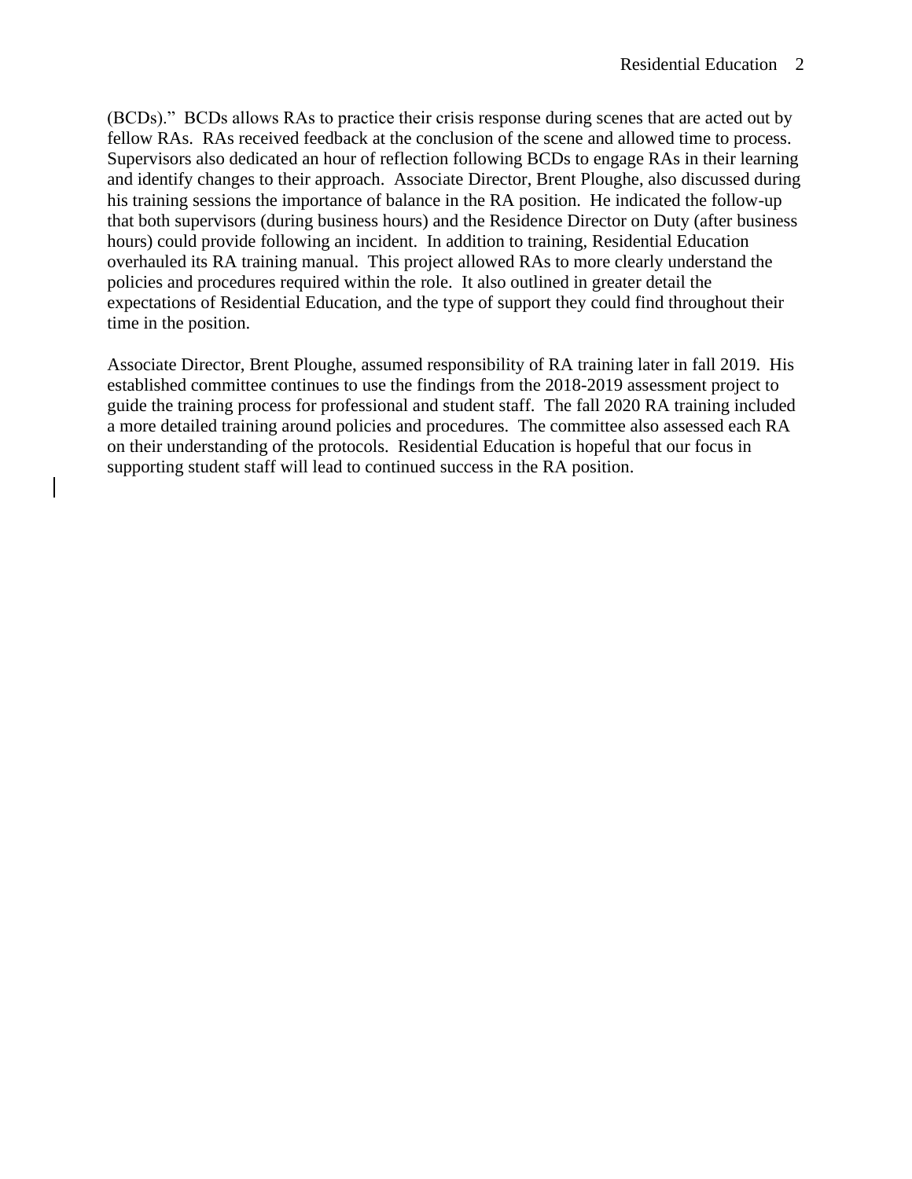(BCDs)."  BCDs allows RAs to practice their crisis response during scenes that are acted out by fellow RAs.  RAs received feedback at the conclusion of the scene and allowed time to process.  Supervisors also dedicated an hour of reflection following BCDs to engage RAs in their learning and identify changes to their approach.  Associate Director, Brent Ploughe, also discussed during his training sessions the importance of balance in the RA position.  He indicated the follow-up that both supervisors (during business hours) and the Residence Director on Duty (after business hours) could provide following an incident.  In addition to training, Residential Education overhauled its RA training manual.  This project allowed RAs to more clearly understand the policies and procedures required within the role.  It also outlined in greater detail the expectations of Residential Education, and the type of support they could find throughout their time in the position.

Associate Director, Brent Ploughe, assumed responsibility of RA training later in fall 2019.  His established committee continues to use the findings from the 2018-2019 assessment project to guide the training process for professional and student staff.  The fall 2020 RA training included a more detailed training around policies and procedures.  The committee also assessed each RA on their understanding of the protocols.  Residential Education is hopeful that our focus in supporting student staff will lead to continued success in the RA position.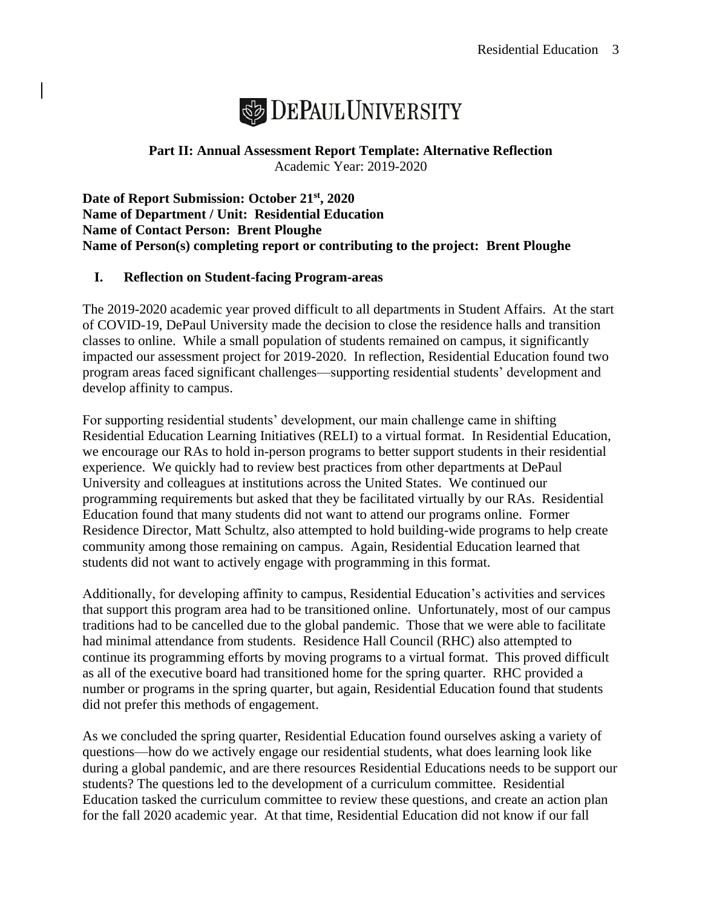DePaul University

**Part II: Annual Assessment Report Template: Alternative Reflection**
Academic Year: 2019-2020

**Date of Report Submission: October 21st, 2020**
**Name of Department / Unit: Residential Education**
**Name of Contact Person: Brent Ploughe**
**Name of Person(s) completing report or contributing to the project: Brent Ploughe**

## I. Reflection on Student-facing Program-areas

The 2019-2020 academic year proved difficult to all departments in Student Affairs. At the start of COVID-19, DePaul University made the decision to close the residence halls and transition classes to online. While a small population of students remained on campus, it significantly impacted our assessment project for 2019-2020. In reflection, Residential Education found two program areas faced significant challenges—supporting residential students' development and develop affinity to campus.

For supporting residential students' development, our main challenge came in shifting Residential Education Learning Initiatives (RELI) to a virtual format. In Residential Education, we encourage our RAs to hold in-person programs to better support students in their residential experience. We quickly had to review best practices from other departments at DePaul University and colleagues at institutions across the United States. We continued our programming requirements but asked that they be facilitated virtually by our RAs. Residential Education found that many students did not want to attend our programs online. Former Residence Director, Matt Schultz, also attempted to hold building-wide programs to help create community among those remaining on campus. Again, Residential Education learned that students did not want to actively engage with programming in this format.

Additionally, for developing affinity to campus, Residential Education's activities and services that support this program area had to be transitioned online. Unfortunately, most of our campus traditions had to be cancelled due to the global pandemic. Those that we were able to facilitate had minimal attendance from students. Residence Hall Council (RHC) also attempted to continue its programming efforts by moving programs to a virtual format. This proved difficult as all of the executive board had transitioned home for the spring quarter. RHC provided a number or programs in the spring quarter, but again, Residential Education found that students did not prefer this methods of engagement.

As we concluded the spring quarter, Residential Education found ourselves asking a variety of questions—how do we actively engage our residential students, what does learning look like during a global pandemic, and are there resources Residential Educations needs to be support our students? The questions led to the development of a curriculum committee. Residential Education tasked the curriculum committee to review these questions, and create an action plan for the fall 2020 academic year. At that time, Residential Education did not know if our fall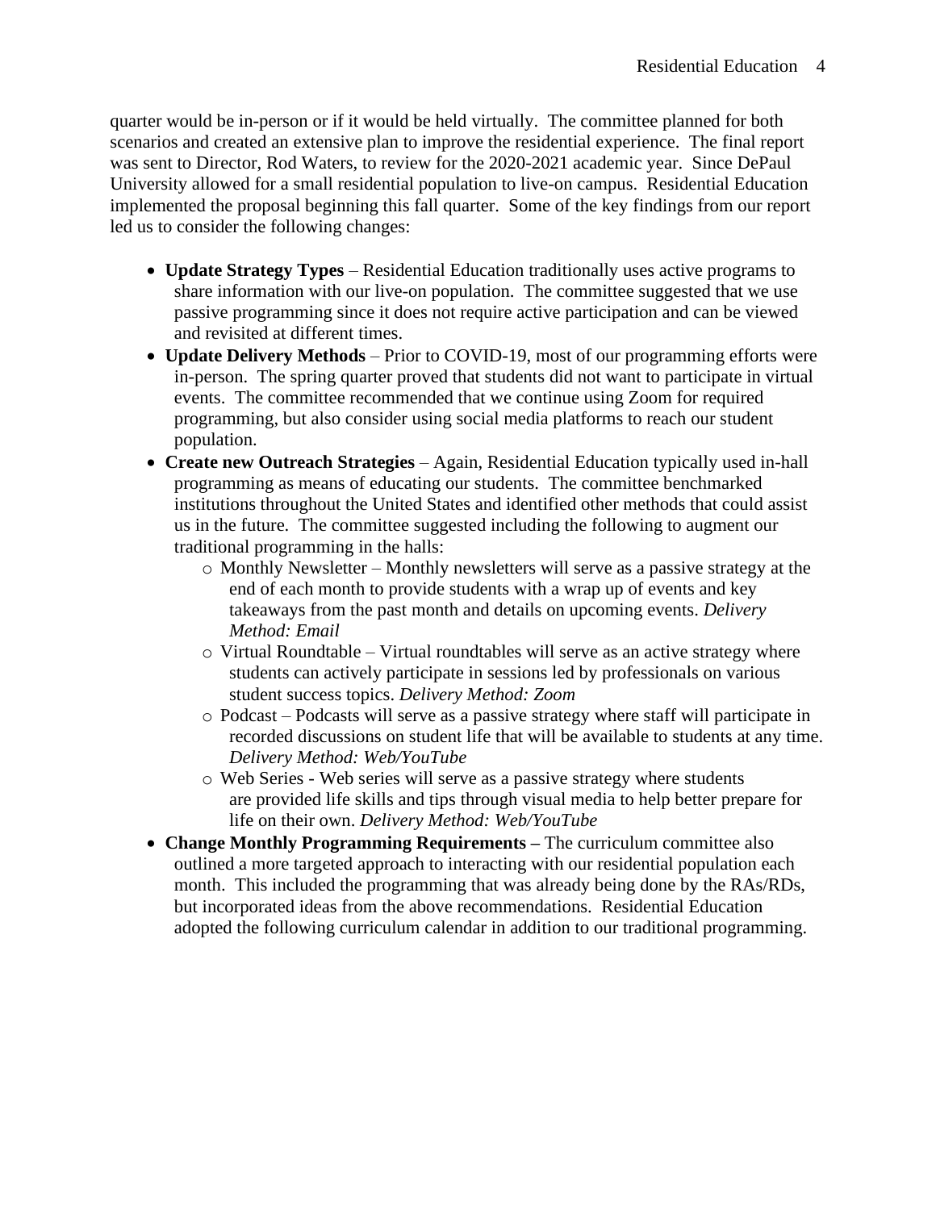quarter would be in-person or if it would be held virtually. The committee planned for both scenarios and created an extensive plan to improve the residential experience. The final report was sent to Director, Rod Waters, to review for the 2020-2021 academic year. Since DePaul University allowed for a small residential population to live-on campus. Residential Education implemented the proposal beginning this fall quarter. Some of the key findings from our report led us to consider the following changes:

- **Update Strategy Types** – Residential Education traditionally uses active programs to share information with our live-on population. The committee suggested that we use passive programming since it does not require active participation and can be viewed and revisited at different times.
- **Update Delivery Methods** – Prior to COVID-19, most of our programming efforts were in-person. The spring quarter proved that students did not want to participate in virtual events. The committee recommended that we continue using Zoom for required programming, but also consider using social media platforms to reach our student population.
- **Create new Outreach Strategies** – Again, Residential Education typically used in-hall programming as means of educating our students. The committee benchmarked institutions throughout the United States and identified other methods that could assist us in the future. The committee suggested including the following to augment our traditional programming in the halls:
  - Monthly Newsletter – Monthly newsletters will serve as a passive strategy at the end of each month to provide students with a wrap up of events and key takeaways from the past month and details on upcoming events. *Delivery Method: Email*
  - Virtual Roundtable – Virtual roundtables will serve as an active strategy where students can actively participate in sessions led by professionals on various student success topics. *Delivery Method: Zoom*
  - Podcast – Podcasts will serve as a passive strategy where staff will participate in recorded discussions on student life that will be available to students at any time. *Delivery Method: Web/YouTube*
  - Web Series - Web series will serve as a passive strategy where students are provided life skills and tips through visual media to help better prepare for life on their own. *Delivery Method: Web/YouTube*
- **Change Monthly Programming Requirements –** The curriculum committee also outlined a more targeted approach to interacting with our residential population each month. This included the programming that was already being done by the RAs/RDs, but incorporated ideas from the above recommendations. Residential Education adopted the following curriculum calendar in addition to our traditional programming.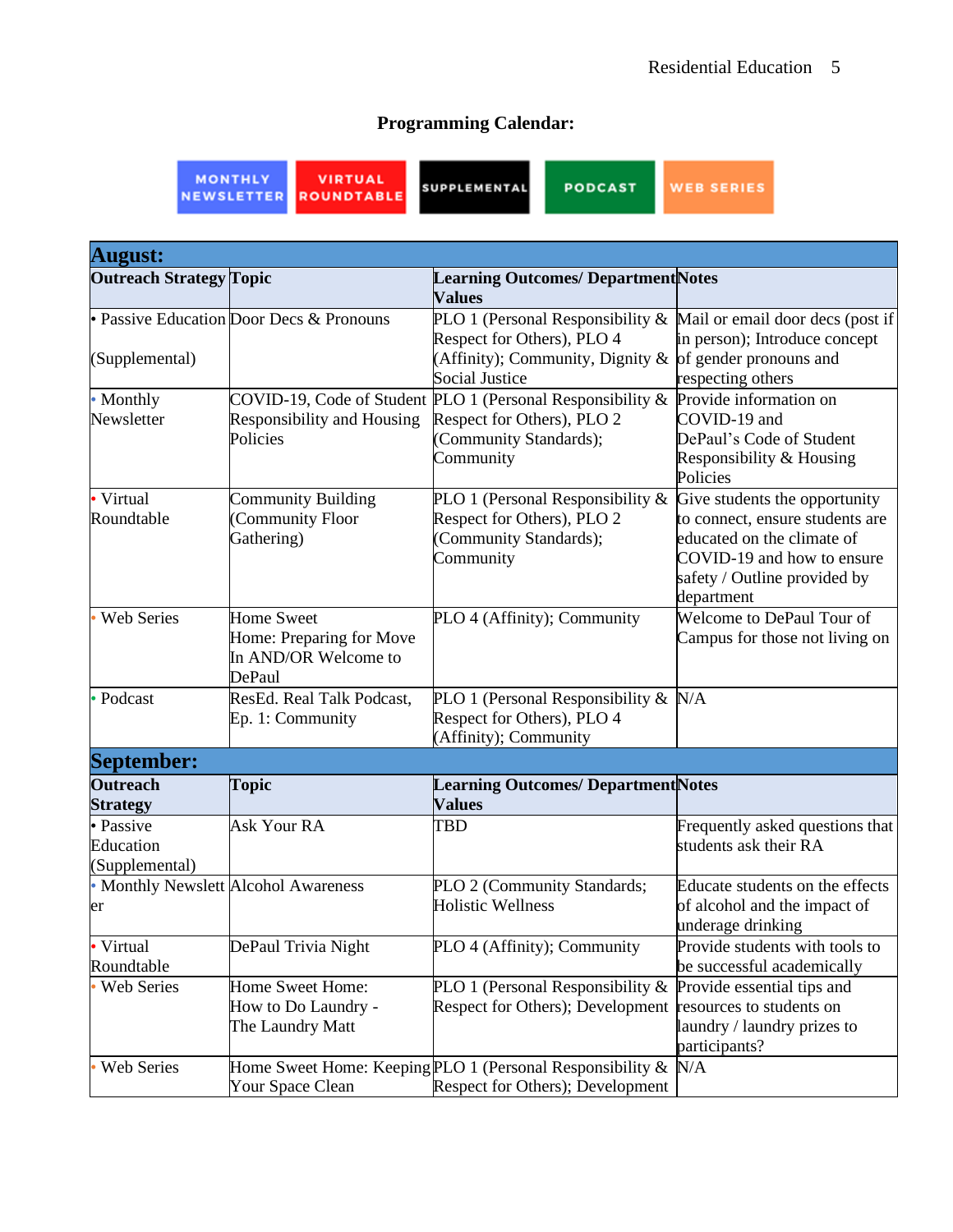**Programming Calendar:**

MONTHLY NEWSLETTER | VIRTUAL ROUNDTABLE | SUPPLEMENTAL | PODCAST | WEB SERIES

| **August:** | | | |
|---|---|---|---|
| **Outreach Strategy** | **Topic** | **Learning Outcomes/ Department Values** | **Notes** |
| • Passive Education (Supplemental) | Door Decs & Pronouns | PLO 1 (Personal Responsibility & Respect for Others), PLO 4 (Affinity); Community, Dignity & Social Justice | Mail or email door decs (post if in person); Introduce concept of gender pronouns and respecting others |
| • Monthly Newsletter | COVID-19, Code of Student Responsibility and Housing Policies | PLO 1 (Personal Responsibility & Respect for Others), PLO 2 (Community Standards); Community | Provide information on COVID-19 and DePaul's Code of Student Responsibility & Housing Policies |
| • Virtual Roundtable | Community Building (Community Floor Gathering) | PLO 1 (Personal Responsibility & Respect for Others), PLO 2 (Community Standards); Community | Give students the opportunity to connect, ensure students are educated on the climate of COVID-19 and how to ensure safety / Outline provided by department |
| • Web Series | Home Sweet Home: Preparing for Move In AND/OR Welcome to DePaul | PLO 4 (Affinity); Community | Welcome to DePaul Tour of Campus for those not living on |
| • Podcast | ResEd. Real Talk Podcast, Ep. 1: Community | PLO 1 (Personal Responsibility & Respect for Others), PLO 4 (Affinity); Community | N/A |
| **September:** | | | |
| **Outreach Strategy** | **Topic** | **Learning Outcomes/ Department Values** | **Notes** |
| • Passive Education (Supplemental) | Ask Your RA | TBD | Frequently asked questions that students ask their RA |
| • Monthly Newsletter | Alcohol Awareness | PLO 2 (Community Standards; Holistic Wellness | Educate students on the effects of alcohol and the impact of underage drinking |
| • Virtual Roundtable | DePaul Trivia Night | PLO 4 (Affinity); Community | Provide students with tools to be successful academically |
| • Web Series | Home Sweet Home: How to Do Laundry - The Laundry Matt | PLO 1 (Personal Responsibility & Respect for Others); Development | Provide essential tips and resources to students on laundry / laundry prizes to participants? |
| • Web Series | Home Sweet Home: Keeping Your Space Clean | PLO 1 (Personal Responsibility & Respect for Others); Development | N/A |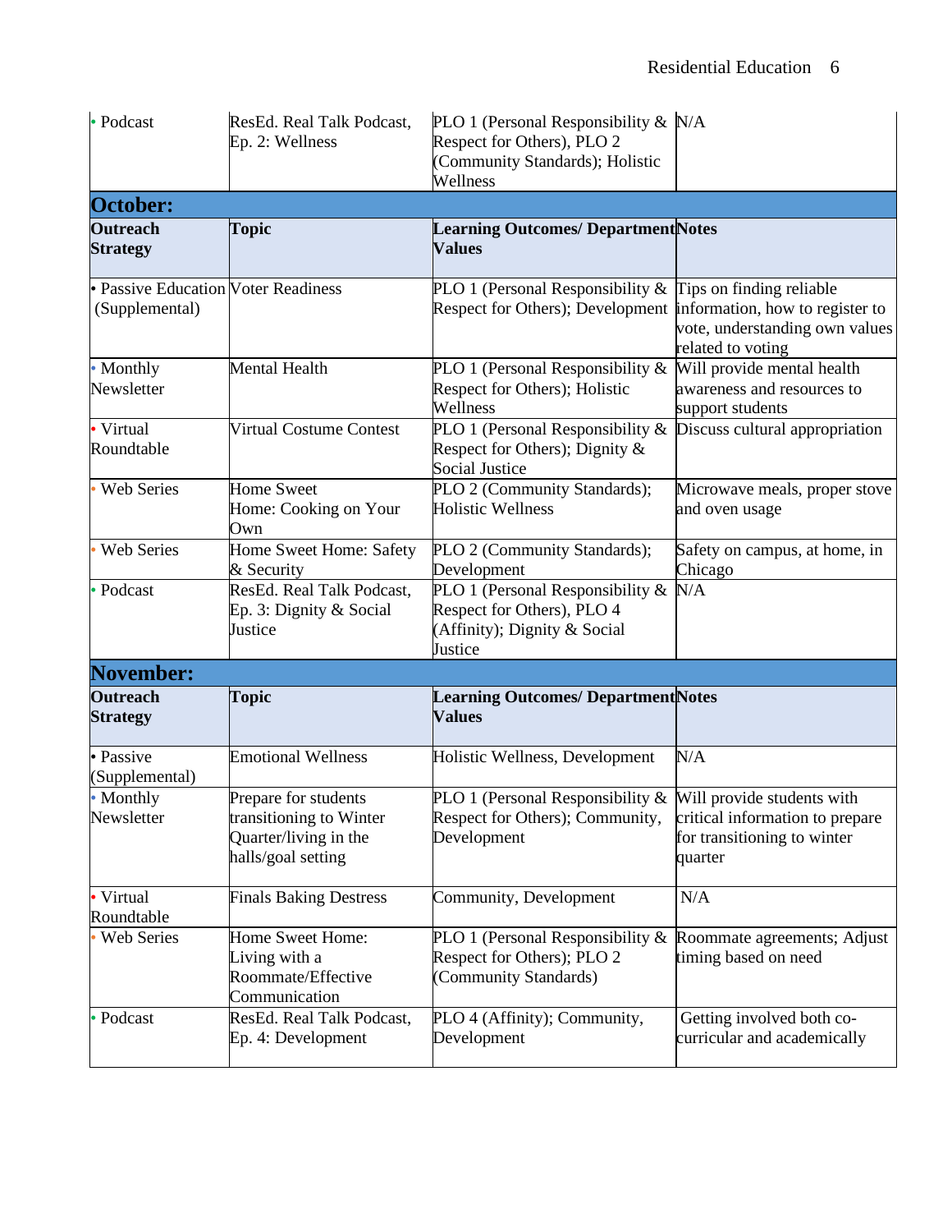| Outreach Strategy | Topic | Learning Outcomes/ Department Values | Notes |
|---|---|---|---|
| • Podcast | ResEd. Real Talk Podcast, Ep. 2: Wellness | PLO 1 (Personal Responsibility & Respect for Others), PLO 2 (Community Standards); Holistic Wellness | N/A |
| **October:** | | | |
| **Outreach Strategy** | **Topic** | **Learning Outcomes/ Department Values** | **Notes** |
| • Passive Education (Supplemental) | Voter Readiness | PLO 1 (Personal Responsibility & Respect for Others); Development | Tips on finding reliable information, how to register to vote, understanding own values related to voting |
| • Monthly Newsletter | Mental Health | PLO 1 (Personal Responsibility & Respect for Others); Holistic Wellness | Will provide mental health awareness and resources to support students |
| • Virtual Roundtable | Virtual Costume Contest | PLO 1 (Personal Responsibility & Respect for Others); Dignity & Social Justice | Discuss cultural appropriation |
| • Web Series | Home Sweet Home: Cooking on Your Own | PLO 2 (Community Standards); Holistic Wellness | Microwave meals, proper stove and oven usage |
| • Web Series | Home Sweet Home: Safety & Security | PLO 2 (Community Standards); Development | Safety on campus, at home, in Chicago |
| • Podcast | ResEd. Real Talk Podcast, Ep. 3: Dignity & Social Justice | PLO 1 (Personal Responsibility & Respect for Others), PLO 4 (Affinity); Dignity & Social Justice | N/A |
| **November:** | | | |
| **Outreach Strategy** | **Topic** | **Learning Outcomes/ Department Values** | **Notes** |
| • Passive (Supplemental) | Emotional Wellness | Holistic Wellness, Development | N/A |
| • Monthly Newsletter | Prepare for students transitioning to Winter Quarter/living in the halls/goal setting | PLO 1 (Personal Responsibility & Respect for Others); Community, Development | Will provide students with critical information to prepare for transitioning to winter quarter |
| • Virtual Roundtable | Finals Baking Destress | Community, Development | N/A |
| • Web Series | Home Sweet Home: Living with a Roommate/Effective Communication | PLO 1 (Personal Responsibility & Respect for Others); PLO 2 (Community Standards) | Roommate agreements; Adjust timing based on need |
| • Podcast | ResEd. Real Talk Podcast, Ep. 4: Development | PLO 4 (Affinity); Community, Development | Getting involved both co-curricular and academically |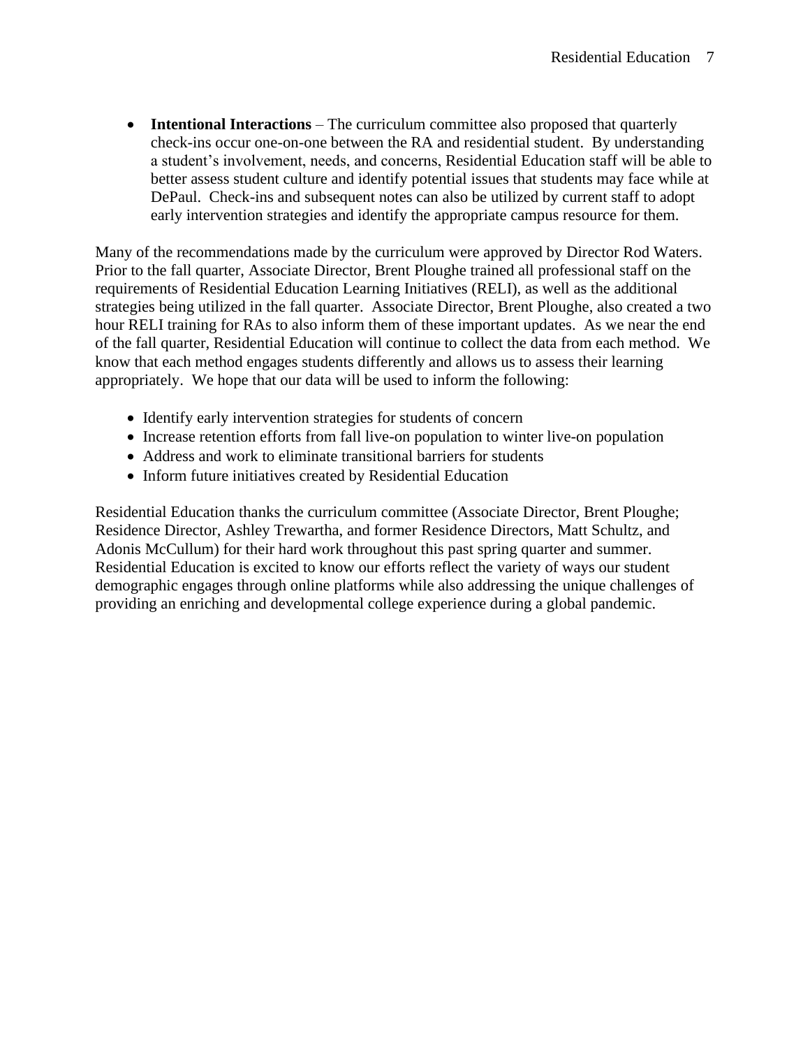- **Intentional Interactions** – The curriculum committee also proposed that quarterly check-ins occur one-on-one between the RA and residential student. By understanding a student's involvement, needs, and concerns, Residential Education staff will be able to better assess student culture and identify potential issues that students may face while at DePaul. Check-ins and subsequent notes can also be utilized by current staff to adopt early intervention strategies and identify the appropriate campus resource for them.

Many of the recommendations made by the curriculum were approved by Director Rod Waters. Prior to the fall quarter, Associate Director, Brent Ploughe trained all professional staff on the requirements of Residential Education Learning Initiatives (RELI), as well as the additional strategies being utilized in the fall quarter. Associate Director, Brent Ploughe, also created a two hour RELI training for RAs to also inform them of these important updates. As we near the end of the fall quarter, Residential Education will continue to collect the data from each method. We know that each method engages students differently and allows us to assess their learning appropriately. We hope that our data will be used to inform the following:

- Identify early intervention strategies for students of concern
- Increase retention efforts from fall live-on population to winter live-on population
- Address and work to eliminate transitional barriers for students
- Inform future initiatives created by Residential Education

Residential Education thanks the curriculum committee (Associate Director, Brent Ploughe; Residence Director, Ashley Trewartha, and former Residence Directors, Matt Schultz, and Adonis McCullum) for their hard work throughout this past spring quarter and summer. Residential Education is excited to know our efforts reflect the variety of ways our student demographic engages through online platforms while also addressing the unique challenges of providing an enriching and developmental college experience during a global pandemic.